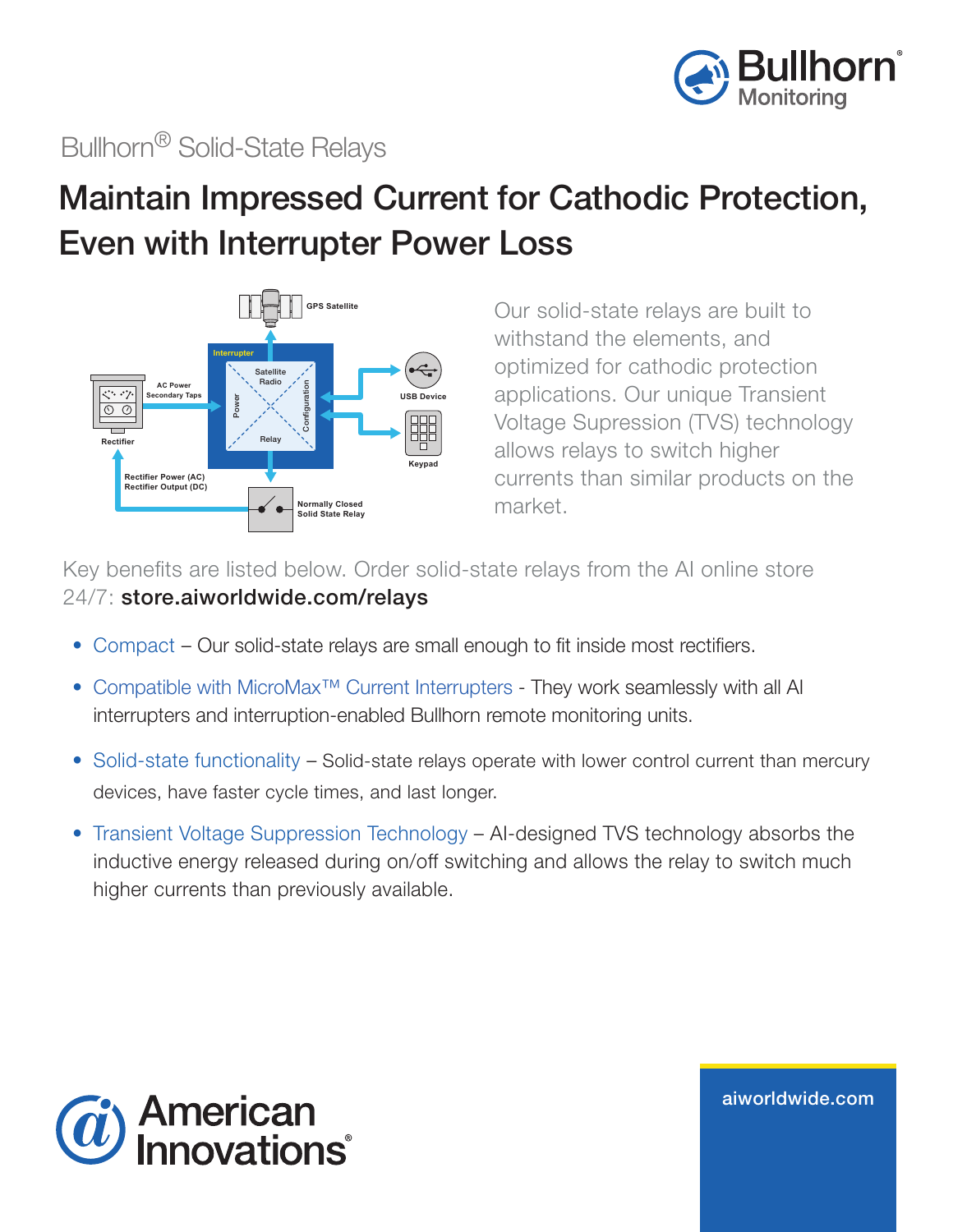Bullhorn® Solid-State Relays

# Maintain Impressed Current for Cathodic Protection, Even with Interrupter Power Loss

Our solid-state relays are built to withstand the elements, and optimized for cathodic protection applications. Our unique Transient Voltage Supression (TVS) technology allows relays to switch higher currents than similar products on the market.

Key benefits are listed below. Order solid-state relays from the AI online store 24/7: **store.aiworldwide.com/relays**

- Compact – Our solid-state relays are small enough to fit inside most rectifiers.
- Compatible with MicroMax™ Current Interrupters - They work seamlessly with all AI interrupters and interruption-enabled Bullhorn remote monitoring units.
- Solid-state functionality – Solid-state relays operate with lower control current than mercury devices, have faster cycle times, and last longer.
- Transient Voltage Suppression Technology – AI-designed TVS technology absorbs the inductive energy released during on/off switching and allows the relay to switch much higher currents than previously available.

aiworldwide.com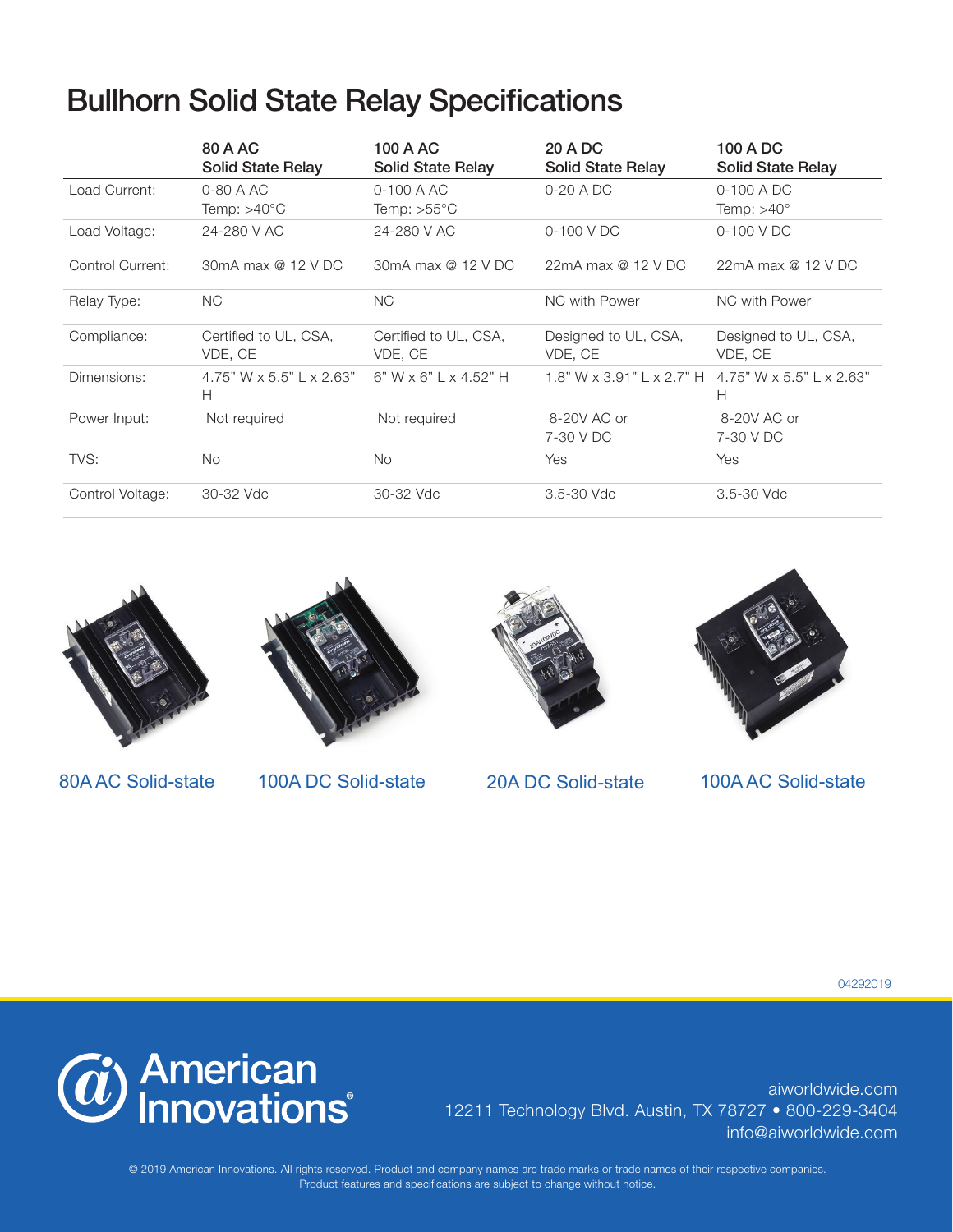# Bullhorn Solid State Relay Specifications

| | 80 A AC Solid State Relay | 100 A AC Solid State Relay | 20 A DC Solid State Relay | 100 A DC Solid State Relay |
|---|---|---|---|---|
| Load Current: | 0-80 A AC Temp: >40°C | 0-100 A AC Temp: >55°C | 0-20 A DC | 0-100 A DC Temp: >40° |
| Load Voltage: | 24-280 V AC | 24-280 V AC | 0-100 V DC | 0-100 V DC |
| Control Current: | 30mA max @ 12 V DC | 30mA max @ 12 V DC | 22mA max @ 12 V DC | 22mA max @ 12 V DC |
| Relay Type: | NC | NC | NC with Power | NC with Power |
| Compliance: | Certified to UL, CSA, VDE, CE | Certified to UL, CSA, VDE, CE | Designed to UL, CSA, VDE, CE | Designed to UL, CSA, VDE, CE |
| Dimensions: | 4.75" W x 5.5" L x 2.63" H | 6" W x 6" L x 4.52" H | 1.8" W x 3.91" L x 2.7" H | 4.75" W x 5.5" L x 2.63" H |
| Power Input: | Not required | Not required | 8-20V AC or 7-30 V DC | 8-20V AC or 7-30 V DC |
| TVS: | No | No | Yes | Yes |
| Control Voltage: | 30-32 Vdc | 30-32 Vdc | 3.5-30 Vdc | 3.5-30 Vdc |

80A AC Solid-state

100A DC Solid-state

20A DC Solid-state

100A AC Solid-state

04292019

American Innovations®

aiworldwide.com
12211 Technology Blvd. Austin, TX 78727 • 800-229-3404
info@aiworldwide.com

© 2019 American Innovations. All rights reserved. Product and company names are trade marks or trade names of their respective companies. Product features and specifications are subject to change without notice.